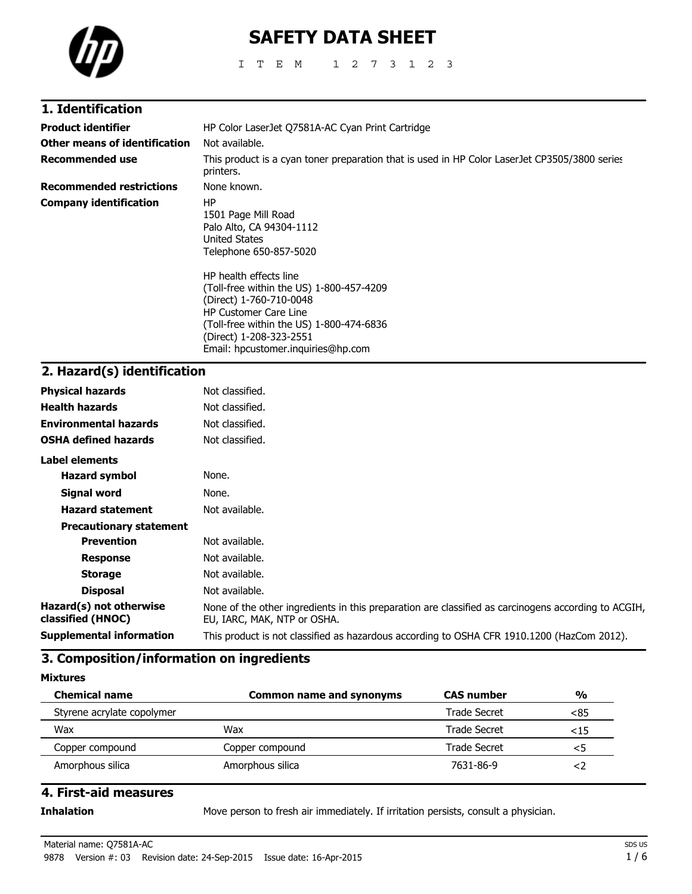# SAFETY DATA SHEET

I T E M 1 2 7 3 1 2 3

## 1. Identification

| | |
|---|---|
| **Product identifier** | HP Color LaserJet Q7581A-AC Cyan Print Cartridge |
| **Other means of identification** | Not available. |
| **Recommended use** | This product is a cyan toner preparation that is used in HP Color LaserJet CP3505/3800 series printers. |
| **Recommended restrictions** | None known. |
| **Company identification** | HP<br>1501 Page Mill Road<br>Palo Alto, CA 94304-1112<br>United States<br>Telephone 650-857-5020<br><br>HP health effects line<br>(Toll-free within the US) 1-800-457-4209<br>(Direct) 1-760-710-0048<br>HP Customer Care Line<br>(Toll-free within the US) 1-800-474-6836<br>(Direct) 1-208-323-2551<br>Email: hpcustomer.inquiries@hp.com |

## 2. Hazard(s) identification

| | |
|---|---|
| **Physical hazards** | Not classified. |
| **Health hazards** | Not classified. |
| **Environmental hazards** | Not classified. |
| **OSHA defined hazards** | Not classified. |

**Label elements**

| | |
|---|---|
| **Hazard symbol** | None. |
| **Signal word** | None. |
| **Hazard statement** | Not available. |
| **Precautionary statement** | |
| **Prevention** | Not available. |
| **Response** | Not available. |
| **Storage** | Not available. |
| **Disposal** | Not available. |
| **Hazard(s) not otherwise classified (HNOC)** | None of the other ingredients in this preparation are classified as carcinogens according to ACGIH, EU, IARC, MAK, NTP or OSHA. |
| **Supplemental information** | This product is not classified as hazardous according to OSHA CFR 1910.1200 (HazCom 2012). |

## 3. Composition/information on ingredients

**Mixtures**

| Chemical name | Common name and synonyms | CAS number | % |
|---|---|---|---|
| Styrene acrylate copolymer | | Trade Secret | <85 |
| Wax | Wax | Trade Secret | <15 |
| Copper compound | Copper compound | Trade Secret | <5 |
| Amorphous silica | Amorphous silica | 7631-86-9 | <2 |

## 4. First-aid measures

| | |
|---|---|
| **Inhalation** | Move person to fresh air immediately. If irritation persists, consult a physician. |

Material name: Q7581A-AC

9878 Version #: 03 Revision date: 24-Sep-2015 Issue date: 16-Apr-2015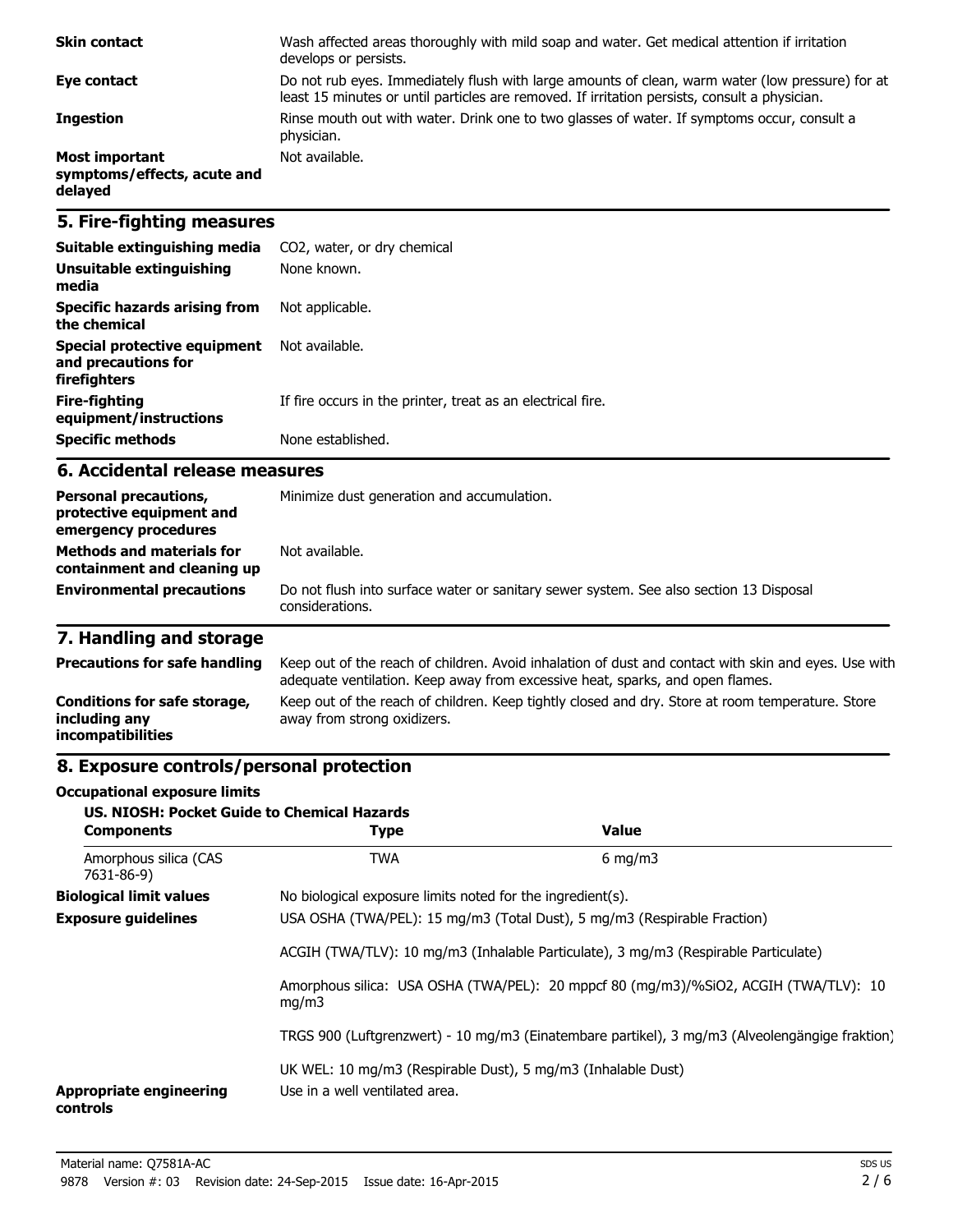| | |
|---|---|
| **Skin contact** | Wash affected areas thoroughly with mild soap and water. Get medical attention if irritation develops or persists. |
| **Eye contact** | Do not rub eyes. Immediately flush with large amounts of clean, warm water (low pressure) for at least 15 minutes or until particles are removed. If irritation persists, consult a physician. |
| **Ingestion** | Rinse mouth out with water. Drink one to two glasses of water. If symptoms occur, consult a physician. |
| **Most important symptoms/effects, acute and delayed** | Not available. |

## 5. Fire-fighting measures

| | |
|---|---|
| **Suitable extinguishing media** | $CO_2$, water, or dry chemical |
| **Unsuitable extinguishing media** | None known. |
| **Specific hazards arising from the chemical** | Not applicable. |
| **Special protective equipment and precautions for firefighters** | Not available. |
| **Fire-fighting equipment/instructions** | If fire occurs in the printer, treat as an electrical fire. |
| **Specific methods** | None established. |

## 6. Accidental release measures

| | |
|---|---|
| **Personal precautions, protective equipment and emergency procedures** | Minimize dust generation and accumulation. |
| **Methods and materials for containment and cleaning up** | Not available. |
| **Environmental precautions** | Do not flush into surface water or sanitary sewer system. See also section 13 Disposal considerations. |

## 7. Handling and storage

| | |
|---|---|
| **Precautions for safe handling** | Keep out of the reach of children. Avoid inhalation of dust and contact with skin and eyes. Use with adequate ventilation. Keep away from excessive heat, sparks, and open flames. |
| **Conditions for safe storage, including any incompatibilities** | Keep out of the reach of children. Keep tightly closed and dry. Store at room temperature. Store away from strong oxidizers. |

## 8. Exposure controls/personal protection

**Occupational exposure limits**

**US. NIOSH: Pocket Guide to Chemical Hazards**

| Components | Type | Value |
|---|---|---|
| Amorphous silica (CAS 7631-86-9) | TWA | 6 mg/m3 |

**Biological limit values** No biological exposure limits noted for the ingredient(s).

**Exposure guidelines** USA OSHA (TWA/PEL): 15 mg/m3 (Total Dust), 5 mg/m3 (Respirable Fraction)

ACGIH (TWA/TLV): 10 mg/m3 (Inhalable Particulate), 3 mg/m3 (Respirable Particulate)

Amorphous silica: USA OSHA (TWA/PEL): 20 mppcf 80 (mg/m3)/%SiO2, ACGIH (TWA/TLV): 10 mg/m3

TRGS 900 (Luftgrenzwert) - 10 mg/m3 (Einatembare partikel), 3 mg/m3 (Alveolengängige fraktion)

UK WEL: 10 mg/m3 (Respirable Dust), 5 mg/m3 (Inhalable Dust)

**Appropriate engineering controls** Use in a well ventilated area.

Material name: Q7581A-AC

9878 Version #: 03 Revision date: 24-Sep-2015 Issue date: 16-Apr-2015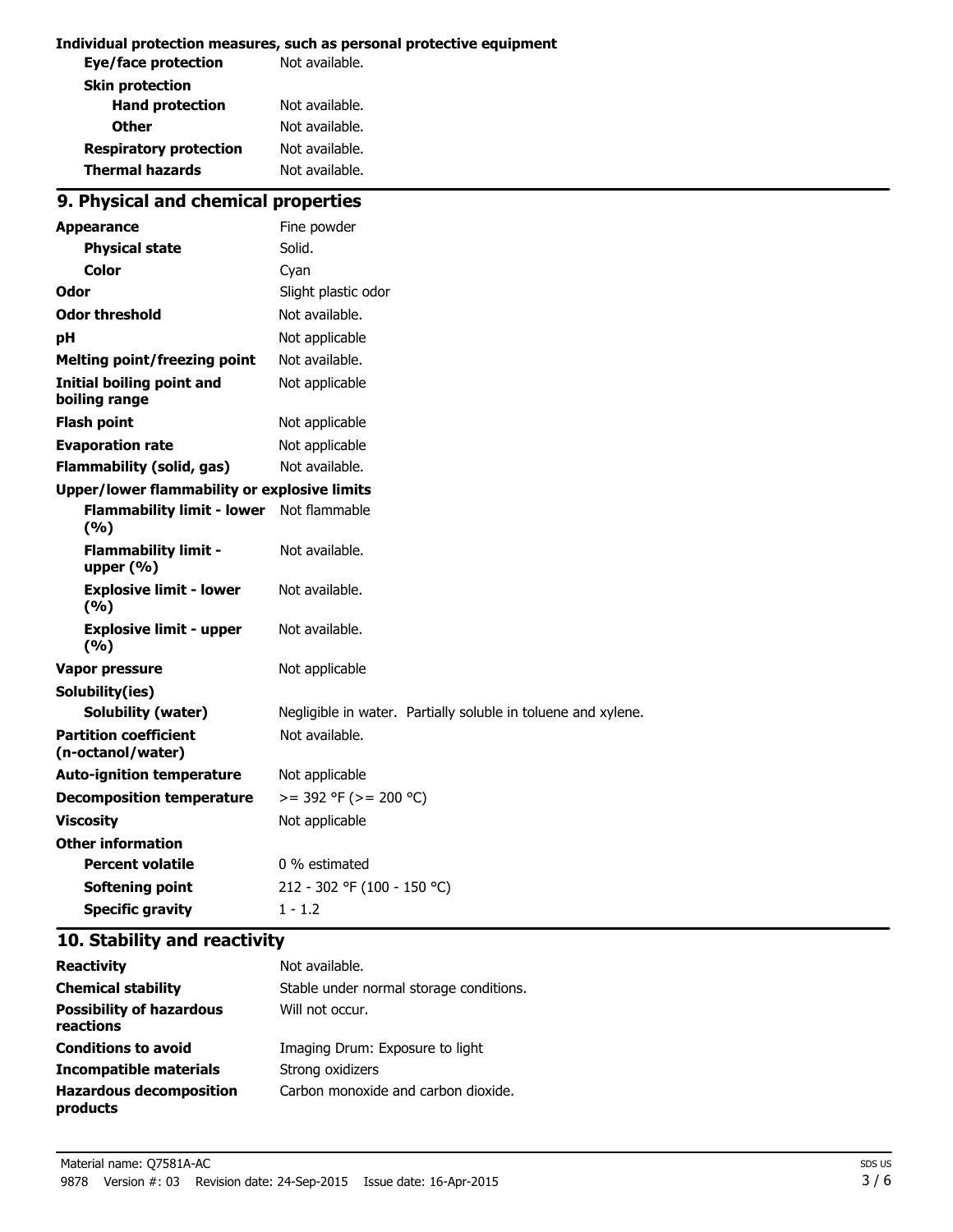**Individual protection measures, such as personal protective equipment**

| | |
|---|---|
| **Eye/face protection** | Not available. |
| **Skin protection** | |
| **Hand protection** | Not available. |
| **Other** | Not available. |
| **Respiratory protection** | Not available. |
| **Thermal hazards** | Not available. |

## 9. Physical and chemical properties

| | |
|---|---|
| **Appearance** | Fine powder |
| **Physical state** | Solid. |
| **Color** | Cyan |
| **Odor** | Slight plastic odor |
| **Odor threshold** | Not available. |
| **pH** | Not applicable |
| **Melting point/freezing point** | Not available. |
| **Initial boiling point and boiling range** | Not applicable |
| **Flash point** | Not applicable |
| **Evaporation rate** | Not applicable |
| **Flammability (solid, gas)** | Not available. |
| **Upper/lower flammability or explosive limits** | |
| **Flammability limit - lower (%)** | Not flammable |
| **Flammability limit - upper (%)** | Not available. |
| **Explosive limit - lower (%)** | Not available. |
| **Explosive limit - upper (%)** | Not available. |
| **Vapor pressure** | Not applicable |
| **Solubility(ies)** | |
| **Solubility (water)** | Negligible in water. Partially soluble in toluene and xylene. |
| **Partition coefficient (n-octanol/water)** | Not available. |
| **Auto-ignition temperature** | Not applicable |
| **Decomposition temperature** | >= 392 °F (>= 200 °C) |
| **Viscosity** | Not applicable |
| **Other information** | |
| **Percent volatile** | 0 % estimated |
| **Softening point** | 212 - 302 °F (100 - 150 °C) |
| **Specific gravity** | 1 - 1.2 |

## 10. Stability and reactivity

| | |
|---|---|
| **Reactivity** | Not available. |
| **Chemical stability** | Stable under normal storage conditions. |
| **Possibility of hazardous reactions** | Will not occur. |
| **Conditions to avoid** | Imaging Drum: Exposure to light |
| **Incompatible materials** | Strong oxidizers |
| **Hazardous decomposition products** | Carbon monoxide and carbon dioxide. |

Material name: Q7581A-AC

9878 Version #: 03 Revision date: 24-Sep-2015 Issue date: 16-Apr-2015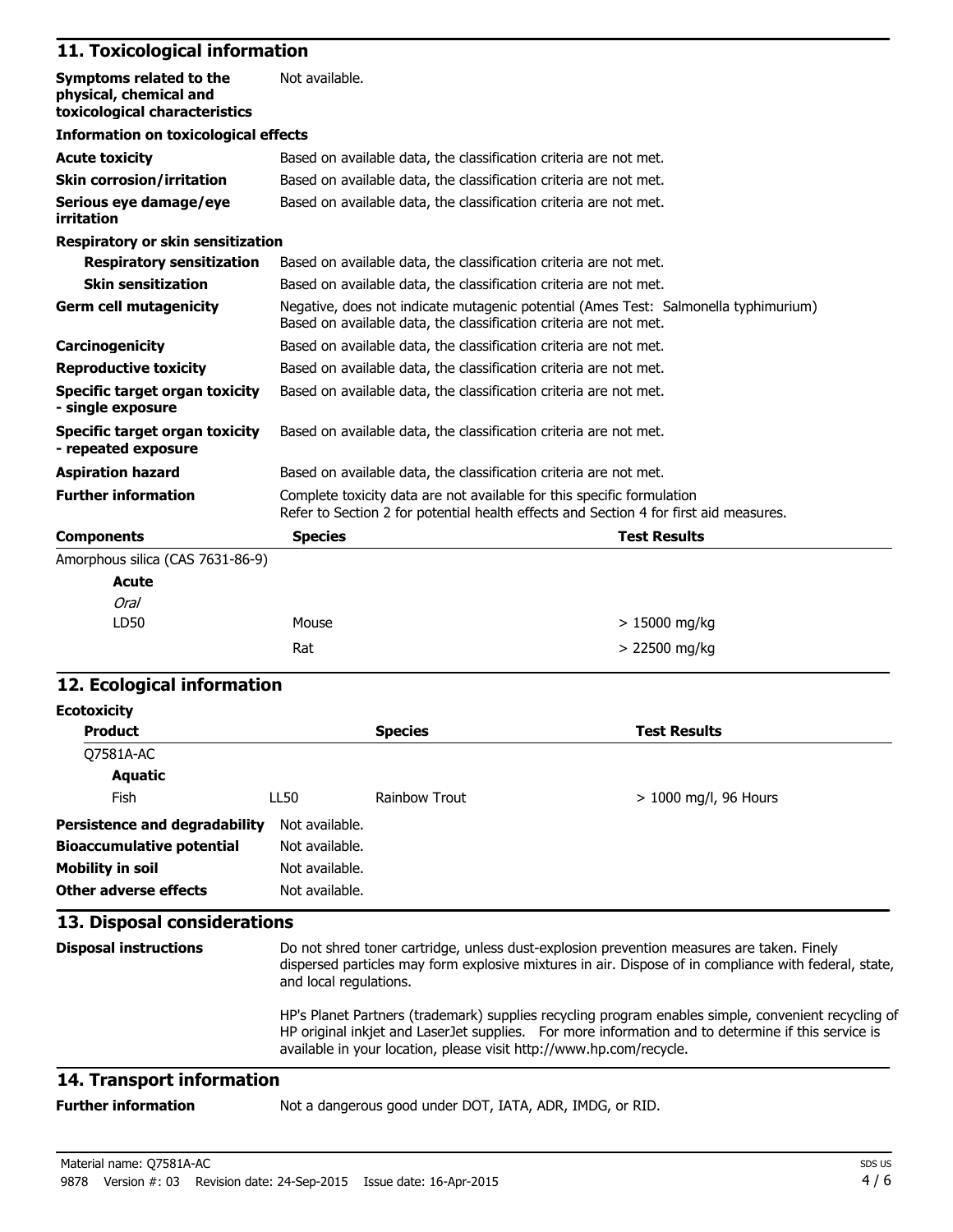## 11. Toxicological information

| | |
|---|---|
| **Symptoms related to the physical, chemical and toxicological characteristics** | Not available. |

**Information on toxicological effects**

| | |
|---|---|
| **Acute toxicity** | Based on available data, the classification criteria are not met. |
| **Skin corrosion/irritation** | Based on available data, the classification criteria are not met. |
| **Serious eye damage/eye irritation** | Based on available data, the classification criteria are not met. |

**Respiratory or skin sensitization**

| | |
|---|---|
| **Respiratory sensitization** | Based on available data, the classification criteria are not met. |
| **Skin sensitization** | Based on available data, the classification criteria are not met. |
| **Germ cell mutagenicity** | Negative, does not indicate mutagenic potential (Ames Test: Salmonella typhimurium) Based on available data, the classification criteria are not met. |
| **Carcinogenicity** | Based on available data, the classification criteria are not met. |
| **Reproductive toxicity** | Based on available data, the classification criteria are not met. |
| **Specific target organ toxicity - single exposure** | Based on available data, the classification criteria are not met. |
| **Specific target organ toxicity - repeated exposure** | Based on available data, the classification criteria are not met. |
| **Aspiration hazard** | Based on available data, the classification criteria are not met. |
| **Further information** | Complete toxicity data are not available for this specific formulation Refer to Section 2 for potential health effects and Section 4 for first aid measures. |

| **Components** | **Species** | **Test Results** |
|---|---|---|
| Amorphous silica (CAS 7631-86-9) | | |
| **Acute** | | |
| *Oral* | | |
| LD50 | Mouse | > 15000 mg/kg |
| | Rat | > 22500 mg/kg |

## 12. Ecological information

**Ecotoxicity**

| **Product** | | **Species** | **Test Results** |
|---|---|---|---|
| Q7581A-AC | | | |
| **Aquatic** | | | |
| Fish | LL50 | Rainbow Trout | > 1000 mg/l, 96 Hours |

| | |
|---|---|
| **Persistence and degradability** | Not available. |
| **Bioaccumulative potential** | Not available. |
| **Mobility in soil** | Not available. |
| **Other adverse effects** | Not available. |

## 13. Disposal considerations

**Disposal instructions**

Do not shred toner cartridge, unless dust-explosion prevention measures are taken. Finely dispersed particles may form explosive mixtures in air. Dispose of in compliance with federal, state, and local regulations.

HP's Planet Partners (trademark) supplies recycling program enables simple, convenient recycling of HP original inkjet and LaserJet supplies. For more information and to determine if this service is available in your location, please visit http://www.hp.com/recycle.

## 14. Transport information

**Further information**

Not a dangerous good under DOT, IATA, ADR, IMDG, or RID.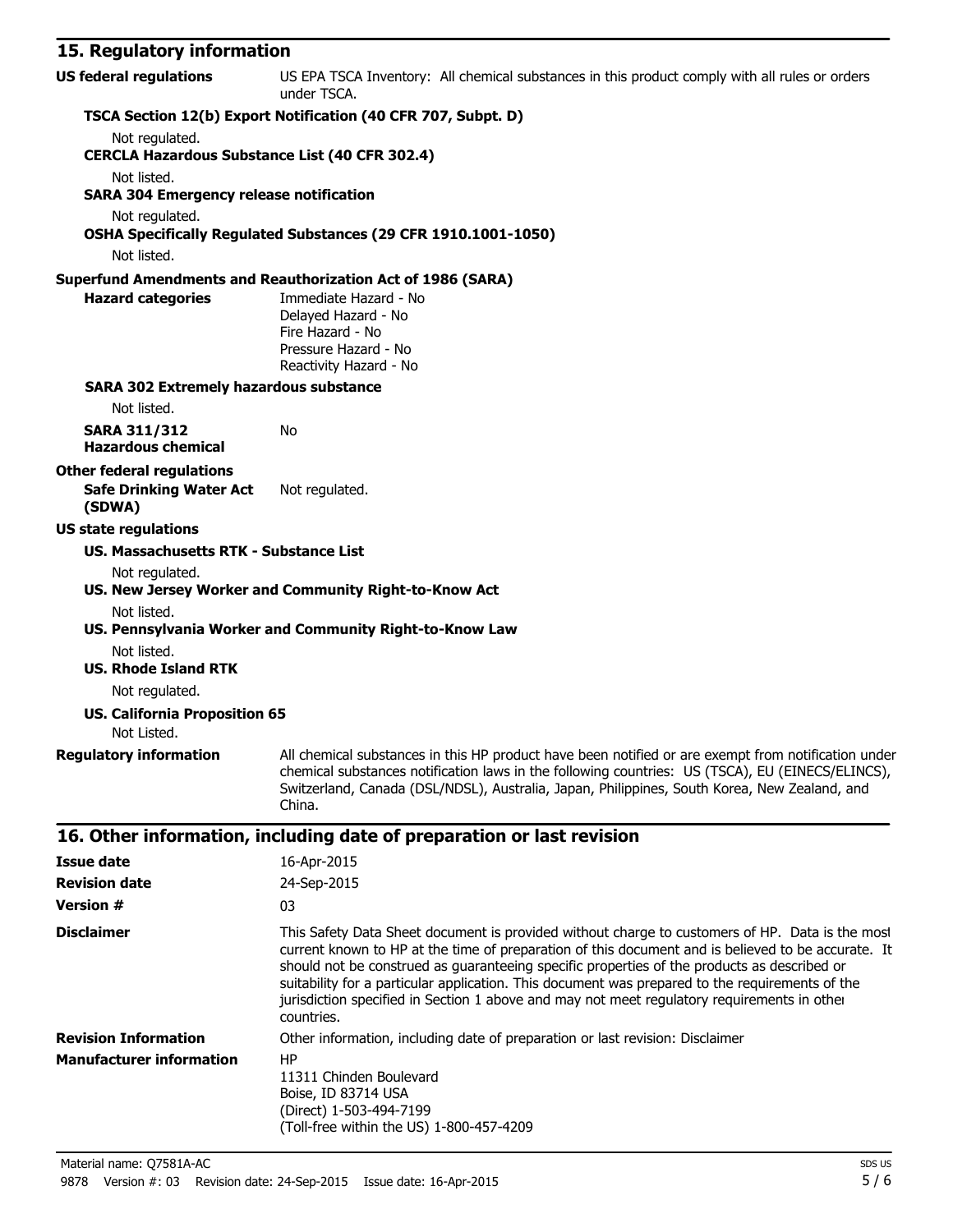## 15. Regulatory information

**US federal regulations** US EPA TSCA Inventory: All chemical substances in this product comply with all rules or orders under TSCA.

**TSCA Section 12(b) Export Notification (40 CFR 707, Subpt. D)**

Not regulated.

**CERCLA Hazardous Substance List (40 CFR 302.4)**

Not listed.

**SARA 304 Emergency release notification**

Not regulated.

**OSHA Specifically Regulated Substances (29 CFR 1910.1001-1050)**

Not listed.

**Superfund Amendments and Reauthorization Act of 1986 (SARA)**

**Hazard categories**
Immediate Hazard - No
Delayed Hazard - No
Fire Hazard - No
Pressure Hazard - No
Reactivity Hazard - No

**SARA 302 Extremely hazardous substance**

Not listed.

**SARA 311/312 Hazardous chemical** No

**Other federal regulations**

**Safe Drinking Water Act (SDWA)** Not regulated.

**US state regulations**

**US. Massachusetts RTK - Substance List**

Not regulated.

**US. New Jersey Worker and Community Right-to-Know Act**

Not listed.

**US. Pennsylvania Worker and Community Right-to-Know Law**

Not listed.

**US. Rhode Island RTK**

Not regulated.

**US. California Proposition 65**

Not Listed.

**Regulatory information** All chemical substances in this HP product have been notified or are exempt from notification under chemical substances notification laws in the following countries: US (TSCA), EU (EINECS/ELINCS), Switzerland, Canada (DSL/NDSL), Australia, Japan, Philippines, South Korea, New Zealand, and China.

## 16. Other information, including date of preparation or last revision

**Issue date** 16-Apr-2015

**Revision date** 24-Sep-2015

**Version #** 03

**Disclaimer** This Safety Data Sheet document is provided without charge to customers of HP. Data is the most current known to HP at the time of preparation of this document and is believed to be accurate. It should not be construed as guaranteeing specific properties of the products as described or suitability for a particular application. This document was prepared to the requirements of the jurisdiction specified in Section 1 above and may not meet regulatory requirements in other countries.

**Revision Information** Other information, including date of preparation or last revision: Disclaimer

**Manufacturer information**
HP
11311 Chinden Boulevard
Boise, ID 83714 USA
(Direct) 1-503-494-7199
(Toll-free within the US) 1-800-457-4209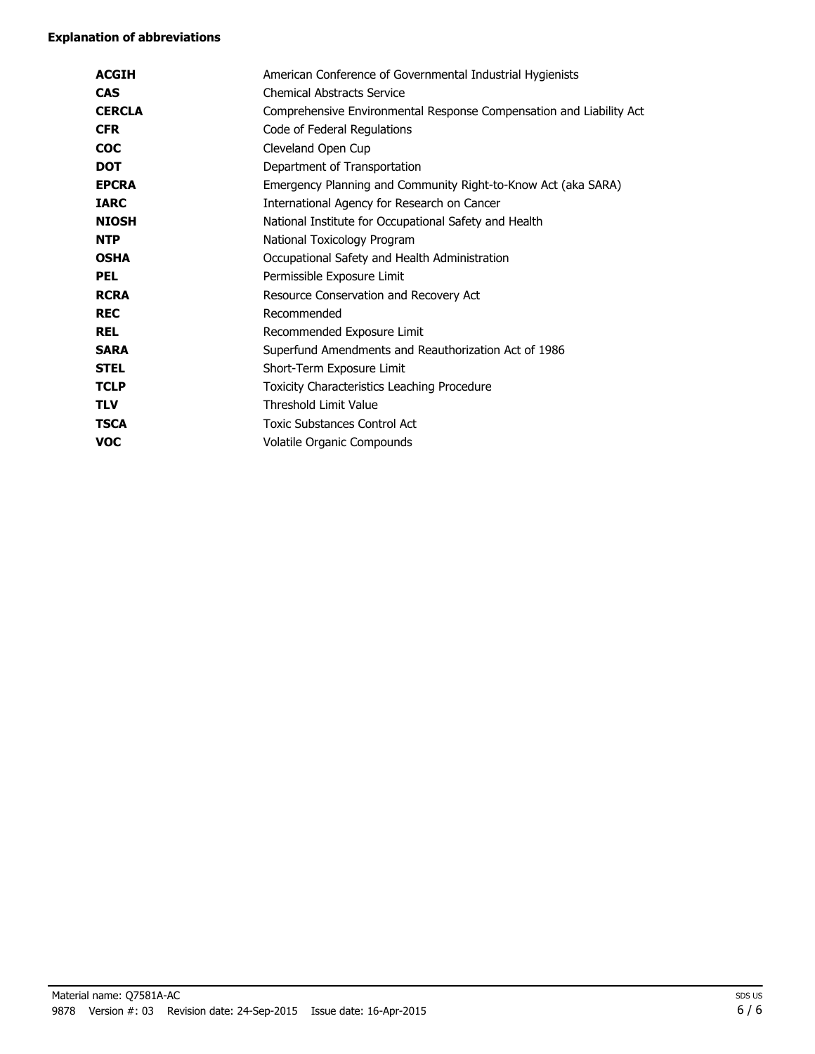**Explanation of abbreviations**

| | |
|---|---|
| **ACGIH** | American Conference of Governmental Industrial Hygienists |
| **CAS** | Chemical Abstracts Service |
| **CERCLA** | Comprehensive Environmental Response Compensation and Liability Act |
| **CFR** | Code of Federal Regulations |
| **COC** | Cleveland Open Cup |
| **DOT** | Department of Transportation |
| **EPCRA** | Emergency Planning and Community Right-to-Know Act (aka SARA) |
| **IARC** | International Agency for Research on Cancer |
| **NIOSH** | National Institute for Occupational Safety and Health |
| **NTP** | National Toxicology Program |
| **OSHA** | Occupational Safety and Health Administration |
| **PEL** | Permissible Exposure Limit |
| **RCRA** | Resource Conservation and Recovery Act |
| **REC** | Recommended |
| **REL** | Recommended Exposure Limit |
| **SARA** | Superfund Amendments and Reauthorization Act of 1986 |
| **STEL** | Short-Term Exposure Limit |
| **TCLP** | Toxicity Characteristics Leaching Procedure |
| **TLV** | Threshold Limit Value |
| **TSCA** | Toxic Substances Control Act |
| **VOC** | Volatile Organic Compounds |